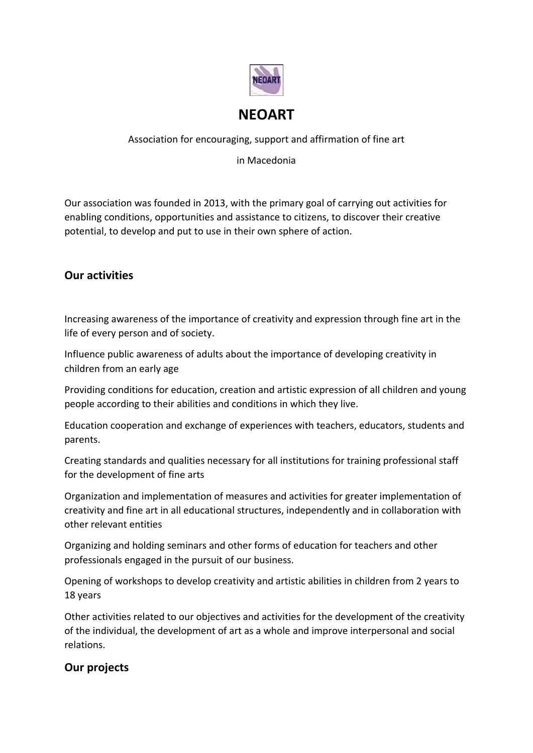# NEOART

Association for encouraging, support and affirmation of fine art

in Macedonia

Our association was founded in 2013, with the primary goal of carrying out activities for enabling conditions, opportunities and assistance to citizens, to discover their creative potential, to develop and put to use in their own sphere of action.

## Our activities

Increasing awareness of the importance of creativity and expression through fine art in the life of every person and of society.

Influence public awareness of adults about the importance of developing creativity in children from an early age

Providing conditions for education, creation and artistic expression of all children and young people according to their abilities and conditions in which they live.

Education cooperation and exchange of experiences with teachers, educators, students and parents.

Creating standards and qualities necessary for all institutions for training professional staff for the development of fine arts

Organization and implementation of measures and activities for greater implementation of creativity and fine art in all educational structures, independently and in collaboration with other relevant entities

Organizing and holding seminars and other forms of education for teachers and other professionals engaged in the pursuit of our business.

Opening of workshops to develop creativity and artistic abilities in children from 2 years to 18 years

Other activities related to our objectives and activities for the development of the creativity of the individual, the development of art as a whole and improve interpersonal and social relations.

## Our projects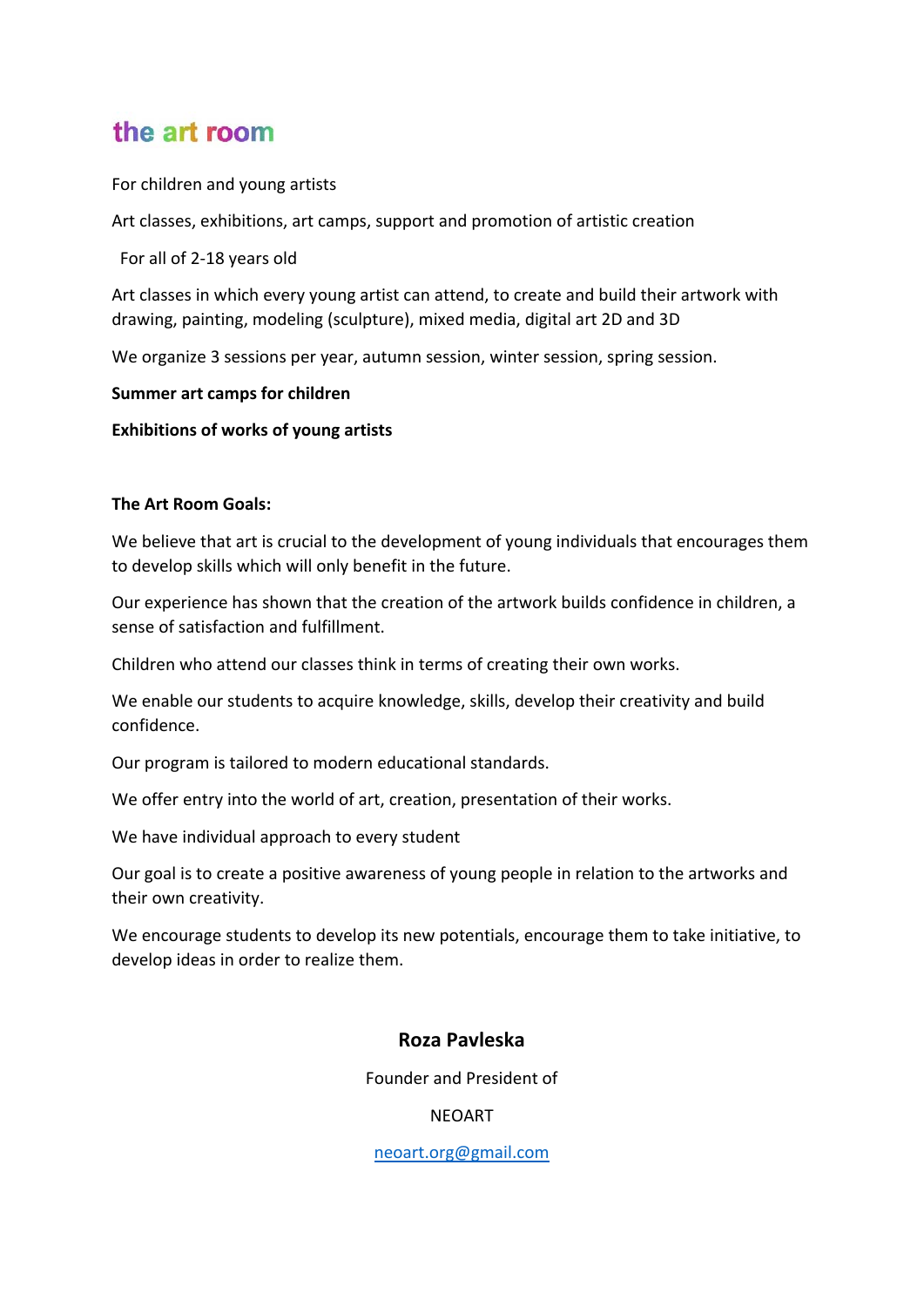# the art room

For children and young artists

Art classes, exhibitions, art camps, support and promotion of artistic creation

For all of 2-18 years old

Art classes in which every young artist can attend, to create and build their artwork with drawing, painting, modeling (sculpture), mixed media, digital art 2D and 3D

We organize 3 sessions per year, autumn session, winter session, spring session.

**Summer art camps for children**

**Exhibitions of works of young artists**

**The Art Room Goals:**

We believe that art is crucial to the development of young individuals that encourages them to develop skills which will only benefit in the future.

Our experience has shown that the creation of the artwork builds confidence in children, a sense of satisfaction and fulfillment.

Children who attend our classes think in terms of creating their own works.

We enable our students to acquire knowledge, skills, develop their creativity and build confidence.

Our program is tailored to modern educational standards.

We offer entry into the world of art, creation, presentation of their works.

We have individual approach to every student

Our goal is to create a positive awareness of young people in relation to the artworks and their own creativity.

We encourage students to develop its new potentials, encourage them to take initiative, to develop ideas in order to realize them.

**Roza Pavleska**

Founder and President of

NEOART

neoart.org@gmail.com